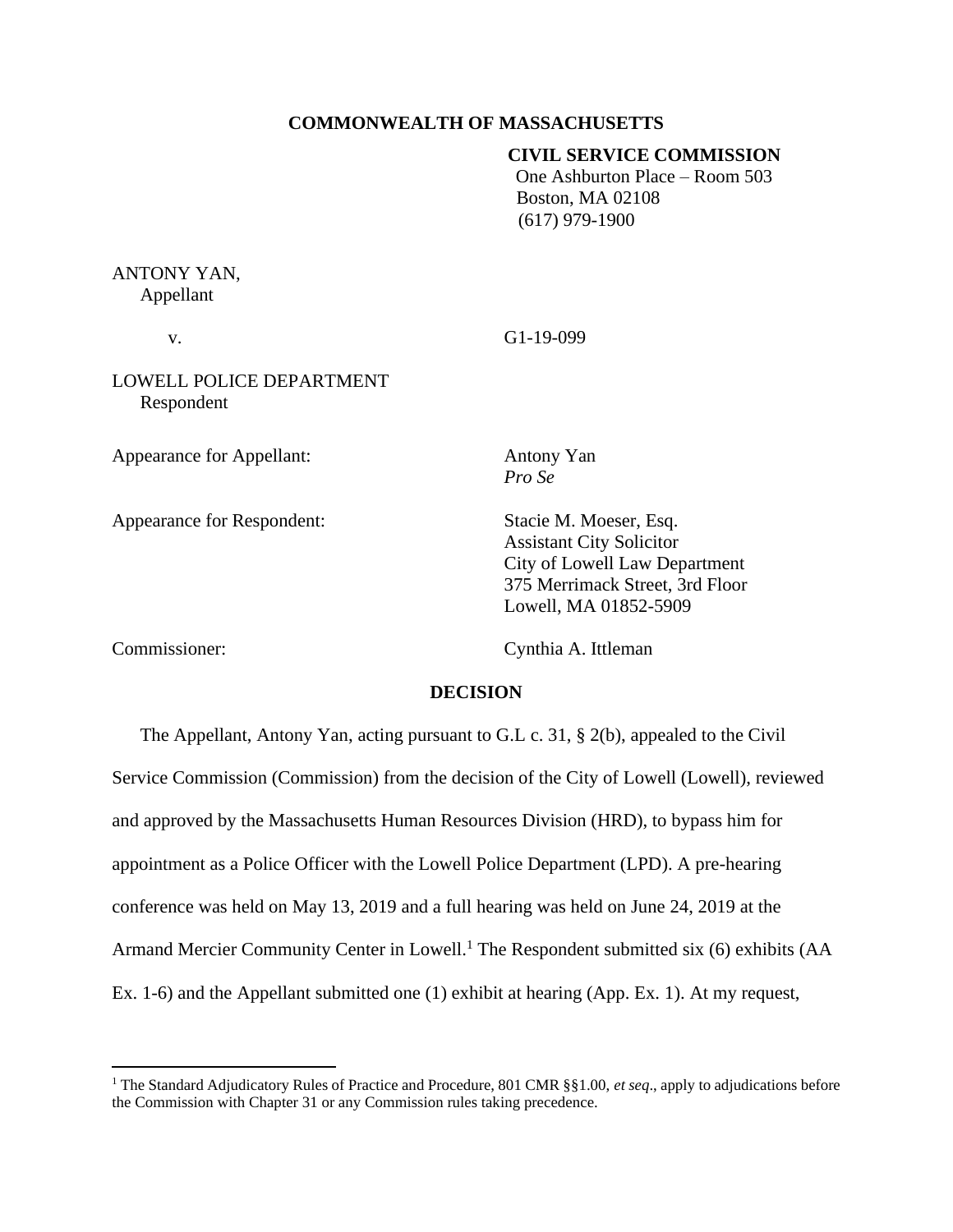**COMMONWEALTH OF MASSACHUSETTS**

**CIVIL SERVICE COMMISSION**
One Ashburton Place – Room 503
Boston, MA 02108
(617) 979-1900

ANTONY YAN,
Appellant

v. G1-19-099

LOWELL POLICE DEPARTMENT
Respondent

Appearance for Appellant: Antony Yan
*Pro Se*

Appearance for Respondent: Stacie M. Moeser, Esq.
Assistant City Solicitor
City of Lowell Law Department
375 Merrimack Street, 3rd Floor
Lowell, MA 01852-5909

Commissioner: Cynthia A. Ittleman

**DECISION**

The Appellant, Antony Yan, acting pursuant to G.L c. 31, § 2(b), appealed to the Civil Service Commission (Commission) from the decision of the City of Lowell (Lowell), reviewed and approved by the Massachusetts Human Resources Division (HRD), to bypass him for appointment as a Police Officer with the Lowell Police Department (LPD). A pre-hearing conference was held on May 13, 2019 and a full hearing was held on June 24, 2019 at the Armand Mercier Community Center in Lowell.[1] The Respondent submitted six (6) exhibits (AA Ex. 1-6) and the Appellant submitted one (1) exhibit at hearing (App. Ex. 1). At my request,

[1] The Standard Adjudicatory Rules of Practice and Procedure, 801 CMR §§1.00, *et seq*., apply to adjudications before the Commission with Chapter 31 or any Commission rules taking precedence.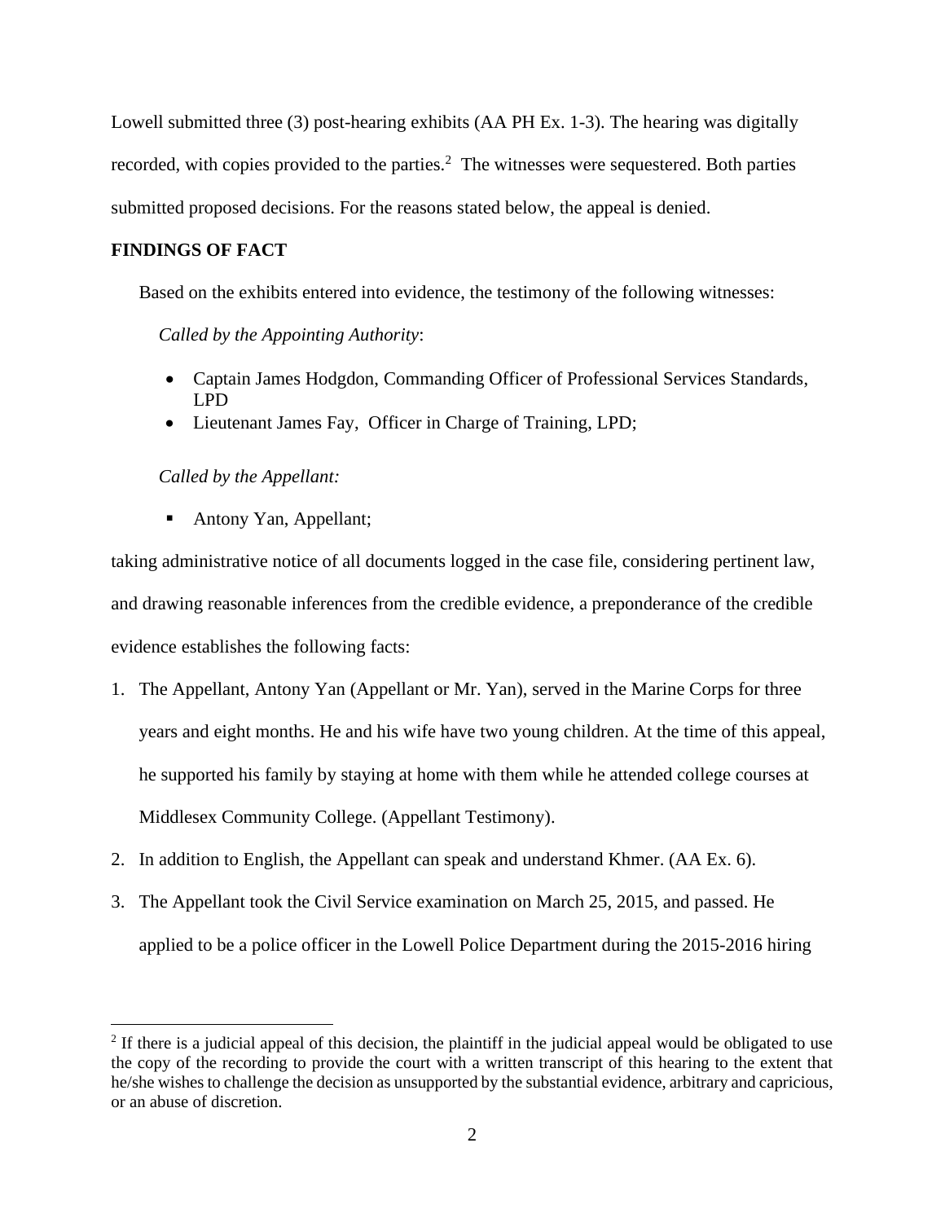Lowell submitted three (3) post-hearing exhibits (AA PH Ex. 1-3). The hearing was digitally recorded, with copies provided to the parties.[2] The witnesses were sequestered. Both parties submitted proposed decisions. For the reasons stated below, the appeal is denied.

**FINDINGS OF FACT**

Based on the exhibits entered into evidence, the testimony of the following witnesses:

*Called by the Appointing Authority*:

- Captain James Hodgdon, Commanding Officer of Professional Services Standards, LPD
- Lieutenant James Fay, Officer in Charge of Training, LPD;

*Called by the Appellant:*

- Antony Yan, Appellant;

taking administrative notice of all documents logged in the case file, considering pertinent law, and drawing reasonable inferences from the credible evidence, a preponderance of the credible evidence establishes the following facts:

1. The Appellant, Antony Yan (Appellant or Mr. Yan), served in the Marine Corps for three years and eight months. He and his wife have two young children. At the time of this appeal, he supported his family by staying at home with them while he attended college courses at Middlesex Community College. (Appellant Testimony).
2. In addition to English, the Appellant can speak and understand Khmer. (AA Ex. 6).
3. The Appellant took the Civil Service examination on March 25, 2015, and passed. He applied to be a police officer in the Lowell Police Department during the 2015-2016 hiring

[2] If there is a judicial appeal of this decision, the plaintiff in the judicial appeal would be obligated to use the copy of the recording to provide the court with a written transcript of this hearing to the extent that he/she wishes to challenge the decision as unsupported by the substantial evidence, arbitrary and capricious, or an abuse of discretion.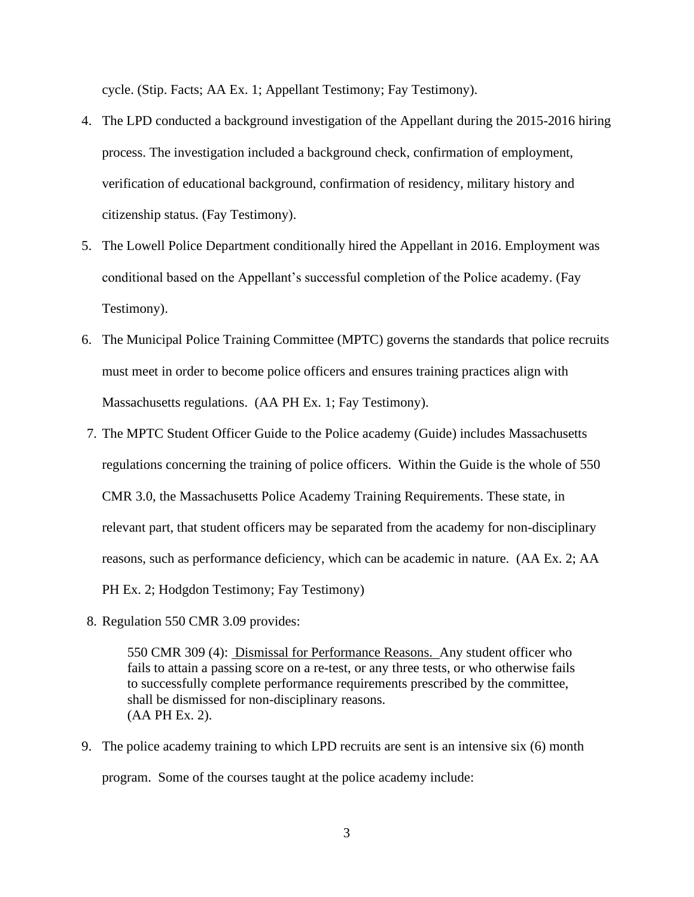cycle. (Stip. Facts; AA Ex. 1; Appellant Testimony; Fay Testimony).

4. The LPD conducted a background investigation of the Appellant during the 2015-2016 hiring process. The investigation included a background check, confirmation of employment, verification of educational background, confirmation of residency, military history and citizenship status. (Fay Testimony).

5. The Lowell Police Department conditionally hired the Appellant in 2016. Employment was conditional based on the Appellant's successful completion of the Police academy. (Fay Testimony).

6. The Municipal Police Training Committee (MPTC) governs the standards that police recruits must meet in order to become police officers and ensures training practices align with Massachusetts regulations. (AA PH Ex. 1; Fay Testimony).

7. The MPTC Student Officer Guide to the Police academy (Guide) includes Massachusetts regulations concerning the training of police officers. Within the Guide is the whole of 550 CMR 3.0, the Massachusetts Police Academy Training Requirements. These state, in relevant part, that student officers may be separated from the academy for non-disciplinary reasons, such as performance deficiency, which can be academic in nature. (AA Ex. 2; AA PH Ex. 2; Hodgdon Testimony; Fay Testimony)

8. Regulation 550 CMR 3.09 provides:

   > 550 CMR 309 (4): Dismissal for Performance Reasons. Any student officer who fails to attain a passing score on a re-test, or any three tests, or who otherwise fails to successfully complete performance requirements prescribed by the committee, shall be dismissed for non-disciplinary reasons.
   > (AA PH Ex. 2).

9. The police academy training to which LPD recruits are sent is an intensive six (6) month program. Some of the courses taught at the police academy include: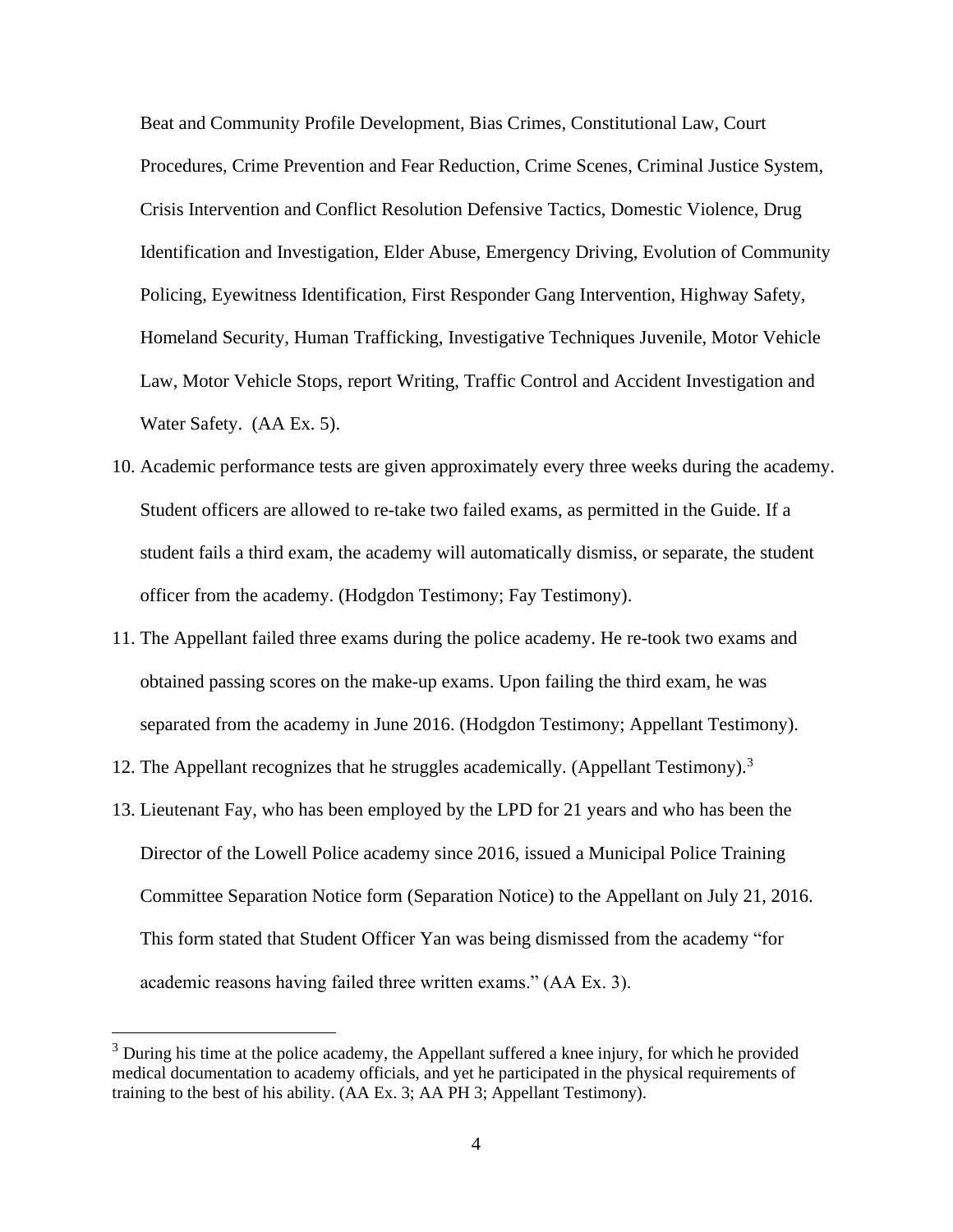Beat and Community Profile Development, Bias Crimes, Constitutional Law, Court Procedures, Crime Prevention and Fear Reduction, Crime Scenes, Criminal Justice System, Crisis Intervention and Conflict Resolution Defensive Tactics, Domestic Violence, Drug Identification and Investigation, Elder Abuse, Emergency Driving, Evolution of Community Policing, Eyewitness Identification, First Responder Gang Intervention, Highway Safety, Homeland Security, Human Trafficking, Investigative Techniques Juvenile, Motor Vehicle Law, Motor Vehicle Stops, report Writing, Traffic Control and Accident Investigation and Water Safety. (AA Ex. 5).

10. Academic performance tests are given approximately every three weeks during the academy. Student officers are allowed to re-take two failed exams, as permitted in the Guide. If a student fails a third exam, the academy will automatically dismiss, or separate, the student officer from the academy. (Hodgdon Testimony; Fay Testimony).
11. The Appellant failed three exams during the police academy. He re-took two exams and obtained passing scores on the make-up exams. Upon failing the third exam, he was separated from the academy in June 2016. (Hodgdon Testimony; Appellant Testimony).
12. The Appellant recognizes that he struggles academically. (Appellant Testimony).[3]
13. Lieutenant Fay, who has been employed by the LPD for 21 years and who has been the Director of the Lowell Police academy since 2016, issued a Municipal Police Training Committee Separation Notice form (Separation Notice) to the Appellant on July 21, 2016. This form stated that Student Officer Yan was being dismissed from the academy "for academic reasons having failed three written exams." (AA Ex. 3).

[3] During his time at the police academy, the Appellant suffered a knee injury, for which he provided medical documentation to academy officials, and yet he participated in the physical requirements of training to the best of his ability. (AA Ex. 3; AA PH 3; Appellant Testimony).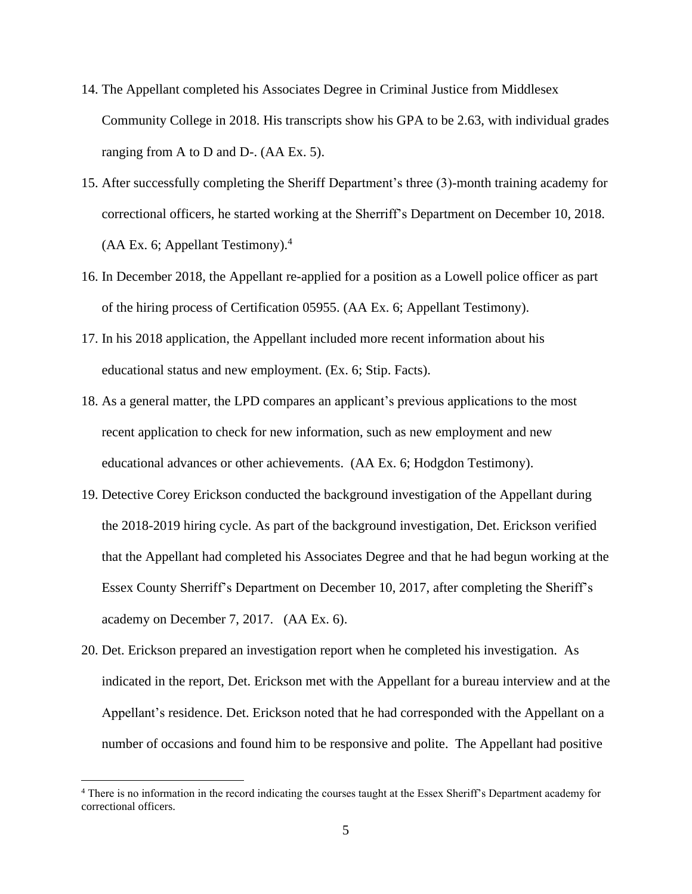14. The Appellant completed his Associates Degree in Criminal Justice from Middlesex Community College in 2018. His transcripts show his GPA to be 2.63, with individual grades ranging from A to D and D-. (AA Ex. 5).

15. After successfully completing the Sheriff Department's three (3)-month training academy for correctional officers, he started working at the Sherriff's Department on December 10, 2018. (AA Ex. 6; Appellant Testimony).[4]

16. In December 2018, the Appellant re-applied for a position as a Lowell police officer as part of the hiring process of Certification 05955. (AA Ex. 6; Appellant Testimony).

17. In his 2018 application, the Appellant included more recent information about his educational status and new employment. (Ex. 6; Stip. Facts).

18. As a general matter, the LPD compares an applicant's previous applications to the most recent application to check for new information, such as new employment and new educational advances or other achievements. (AA Ex. 6; Hodgdon Testimony).

19. Detective Corey Erickson conducted the background investigation of the Appellant during the 2018-2019 hiring cycle. As part of the background investigation, Det. Erickson verified that the Appellant had completed his Associates Degree and that he had begun working at the Essex County Sherriff's Department on December 10, 2017, after completing the Sheriff's academy on December 7, 2017. (AA Ex. 6).

20. Det. Erickson prepared an investigation report when he completed his investigation. As indicated in the report, Det. Erickson met with the Appellant for a bureau interview and at the Appellant's residence. Det. Erickson noted that he had corresponded with the Appellant on a number of occasions and found him to be responsive and polite. The Appellant had positive

[4] There is no information in the record indicating the courses taught at the Essex Sheriff's Department academy for correctional officers.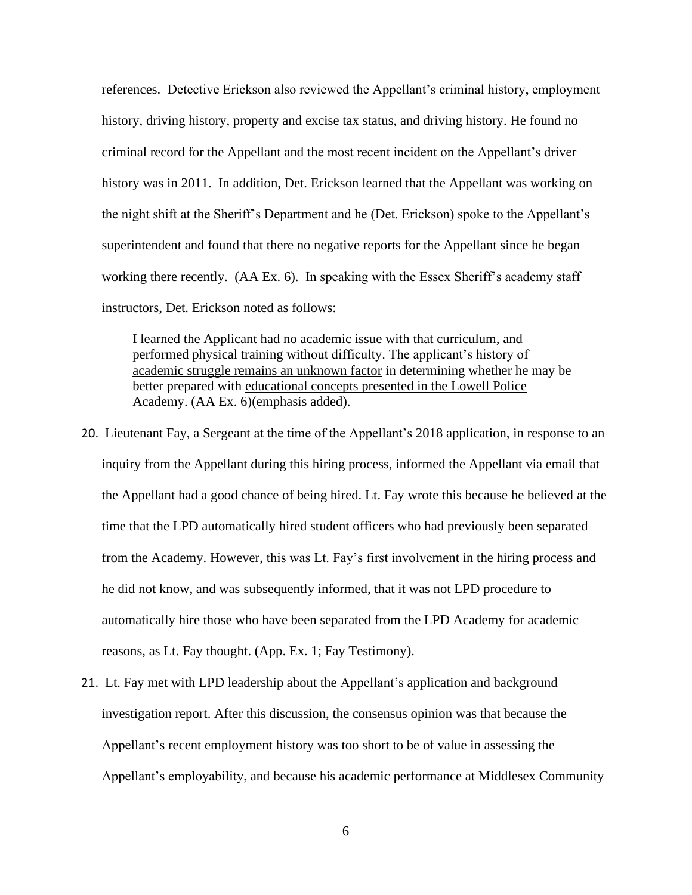references. Detective Erickson also reviewed the Appellant's criminal history, employment history, driving history, property and excise tax status, and driving history. He found no criminal record for the Appellant and the most recent incident on the Appellant's driver history was in 2011. In addition, Det. Erickson learned that the Appellant was working on the night shift at the Sheriff's Department and he (Det. Erickson) spoke to the Appellant's superintendent and found that there no negative reports for the Appellant since he began working there recently. (AA Ex. 6). In speaking with the Essex Sheriff's academy staff instructors, Det. Erickson noted as follows:

> I learned the Applicant had no academic issue with <u>that curriculum</u>, and performed physical training without difficulty. The applicant's history of <u>academic struggle remains an unknown factor</u> in determining whether he may be better prepared with <u>educational concepts presented in the Lowell Police Academy</u>. (AA Ex. 6)(<u>emphasis added</u>).

20. Lieutenant Fay, a Sergeant at the time of the Appellant's 2018 application, in response to an inquiry from the Appellant during this hiring process, informed the Appellant via email that the Appellant had a good chance of being hired. Lt. Fay wrote this because he believed at the time that the LPD automatically hired student officers who had previously been separated from the Academy. However, this was Lt. Fay's first involvement in the hiring process and he did not know, and was subsequently informed, that it was not LPD procedure to automatically hire those who have been separated from the LPD Academy for academic reasons, as Lt. Fay thought. (App. Ex. 1; Fay Testimony).

21. Lt. Fay met with LPD leadership about the Appellant's application and background investigation report. After this discussion, the consensus opinion was that because the Appellant's recent employment history was too short to be of value in assessing the Appellant's employability, and because his academic performance at Middlesex Community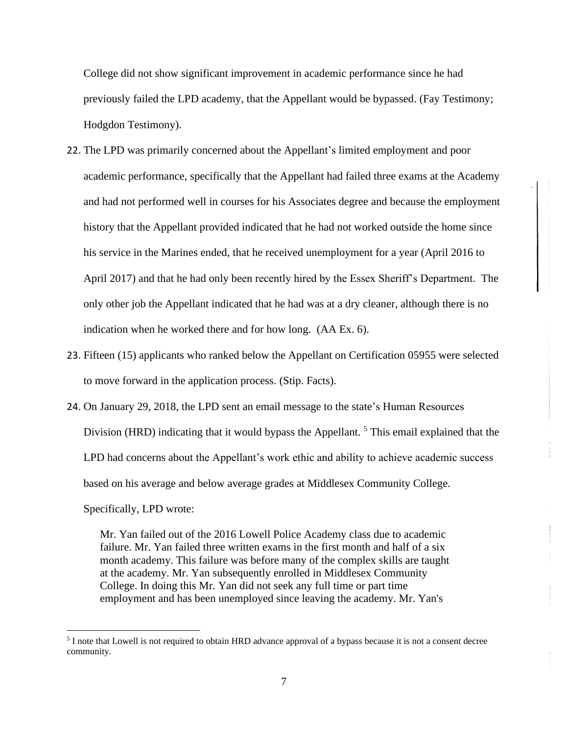College did not show significant improvement in academic performance since he had previously failed the LPD academy, that the Appellant would be bypassed. (Fay Testimony; Hodgdon Testimony).

22. The LPD was primarily concerned about the Appellant's limited employment and poor academic performance, specifically that the Appellant had failed three exams at the Academy and had not performed well in courses for his Associates degree and because the employment history that the Appellant provided indicated that he had not worked outside the home since his service in the Marines ended, that he received unemployment for a year (April 2016 to April 2017) and that he had only been recently hired by the Essex Sheriff's Department. The only other job the Appellant indicated that he had was at a dry cleaner, although there is no indication when he worked there and for how long. (AA Ex. 6).

23. Fifteen (15) applicants who ranked below the Appellant on Certification 05955 were selected to move forward in the application process. (Stip. Facts).

24. On January 29, 2018, the LPD sent an email message to the state's Human Resources Division (HRD) indicating that it would bypass the Appellant. [5] This email explained that the LPD had concerns about the Appellant's work ethic and ability to achieve academic success based on his average and below average grades at Middlesex Community College. Specifically, LPD wrote:

> Mr. Yan failed out of the 2016 Lowell Police Academy class due to academic failure. Mr. Yan failed three written exams in the first month and half of a six month academy. This failure was before many of the complex skills are taught at the academy. Mr. Yan subsequently enrolled in Middlesex Community College. In doing this Mr. Yan did not seek any full time or part time employment and has been unemployed since leaving the academy. Mr. Yan's

[5] I note that Lowell is not required to obtain HRD advance approval of a bypass because it is not a consent decree community.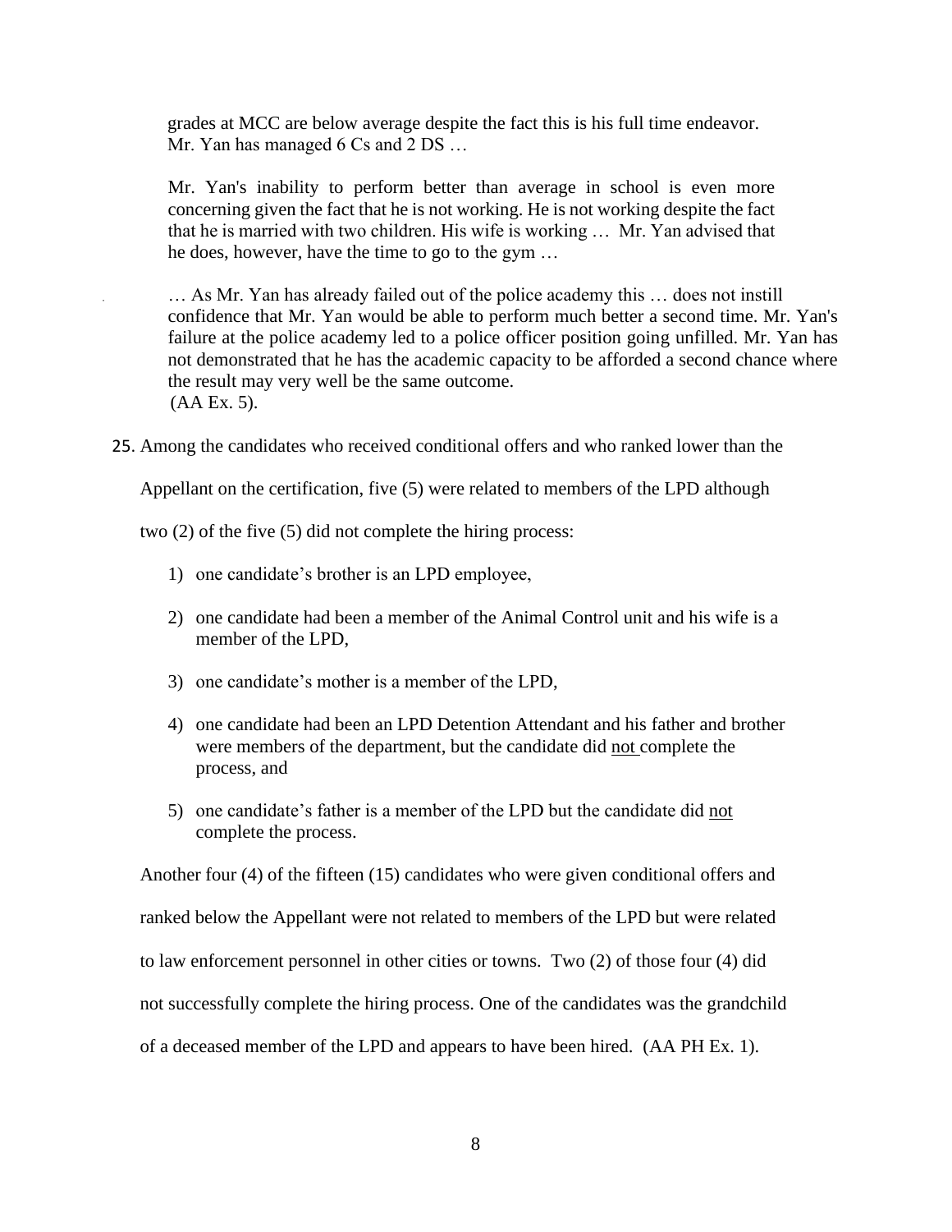> grades at MCC are below average despite the fact this is his full time endeavor. Mr. Yan has managed 6 Cs and 2 DS …
>
> Mr. Yan's inability to perform better than average in school is even more concerning given the fact that he is not working. He is not working despite the fact that he is married with two children. His wife is working … Mr. Yan advised that he does, however, have the time to go to the gym …
>
> … As Mr. Yan has already failed out of the police academy this … does not instill confidence that Mr. Yan would be able to perform much better a second time. Mr. Yan's failure at the police academy led to a police officer position going unfilled. Mr. Yan has not demonstrated that he has the academic capacity to be afforded a second chance where the result may very well be the same outcome.
> (AA Ex. 5).

25. Among the candidates who received conditional offers and who ranked lower than the Appellant on the certification, five (5) were related to members of the LPD although two (2) of the five (5) did not complete the hiring process:

    1) one candidate's brother is an LPD employee,
    2) one candidate had been a member of the Animal Control unit and his wife is a member of the LPD,
    3) one candidate's mother is a member of the LPD,
    4) one candidate had been an LPD Detention Attendant and his father and brother were members of the department, but the candidate did <u>not</u> complete the process, and
    5) one candidate's father is a member of the LPD but the candidate did <u>not</u> complete the process.

    Another four (4) of the fifteen (15) candidates who were given conditional offers and ranked below the Appellant were not related to members of the LPD but were related to law enforcement personnel in other cities or towns. Two (2) of those four (4) did not successfully complete the hiring process. One of the candidates was the grandchild of a deceased member of the LPD and appears to have been hired. (AA PH Ex. 1).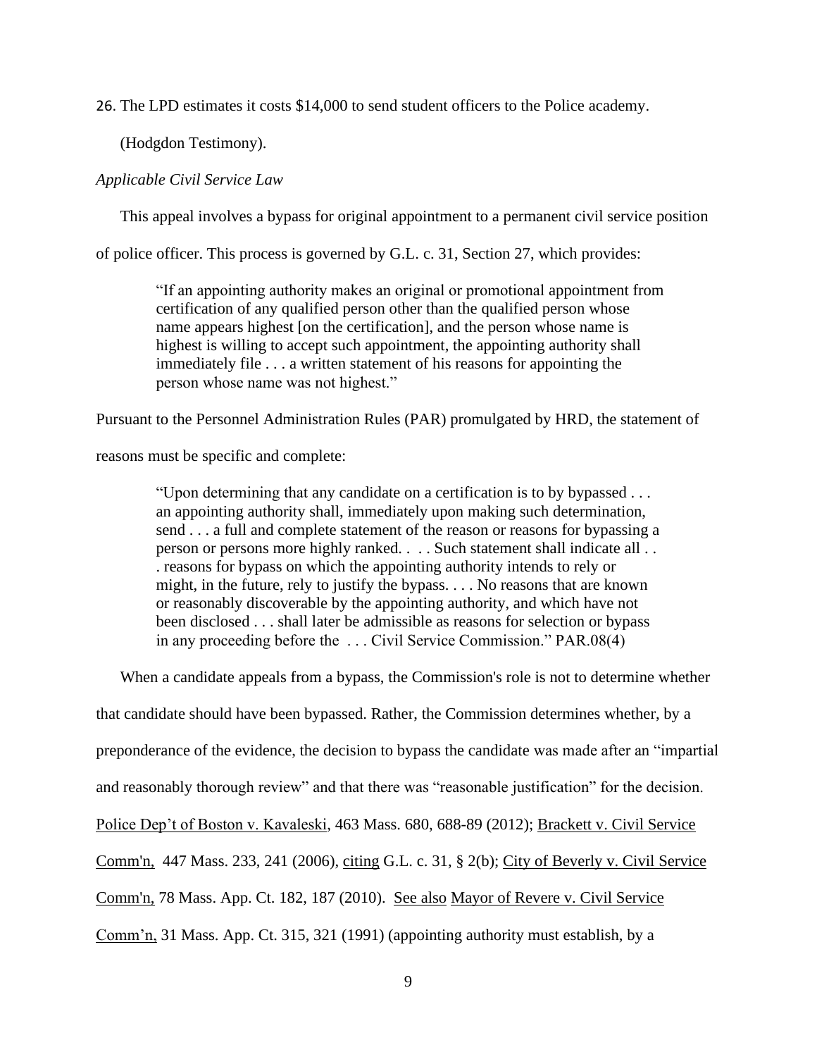26. The LPD estimates it costs $14,000 to send student officers to the Police academy.

(Hodgdon Testimony).

*Applicable Civil Service Law*

This appeal involves a bypass for original appointment to a permanent civil service position of police officer. This process is governed by G.L. c. 31, Section 27, which provides:

> "If an appointing authority makes an original or promotional appointment from certification of any qualified person other than the qualified person whose name appears highest [on the certification], and the person whose name is highest is willing to accept such appointment, the appointing authority shall immediately file . . . a written statement of his reasons for appointing the person whose name was not highest."

Pursuant to the Personnel Administration Rules (PAR) promulgated by HRD, the statement of reasons must be specific and complete:

> "Upon determining that any candidate on a certification is to by bypassed . . . an appointing authority shall, immediately upon making such determination, send . . . a full and complete statement of the reason or reasons for bypassing a person or persons more highly ranked. . . . Such statement shall indicate all . . . reasons for bypass on which the appointing authority intends to rely or might, in the future, rely to justify the bypass. . . . No reasons that are known or reasonably discoverable by the appointing authority, and which have not been disclosed . . . shall later be admissible as reasons for selection or bypass in any proceeding before the . . . Civil Service Commission." PAR.08(4)

When a candidate appeals from a bypass, the Commission's role is not to determine whether that candidate should have been bypassed. Rather, the Commission determines whether, by a preponderance of the evidence, the decision to bypass the candidate was made after an "impartial and reasonably thorough review" and that there was "reasonable justification" for the decision. Police Dep't of Boston v. Kavaleski, 463 Mass. 680, 688-89 (2012); Brackett v. Civil Service Comm'n, 447 Mass. 233, 241 (2006), citing G.L. c. 31, § 2(b); City of Beverly v. Civil Service Comm'n, 78 Mass. App. Ct. 182, 187 (2010). See also Mayor of Revere v. Civil Service Comm'n, 31 Mass. App. Ct. 315, 321 (1991) (appointing authority must establish, by a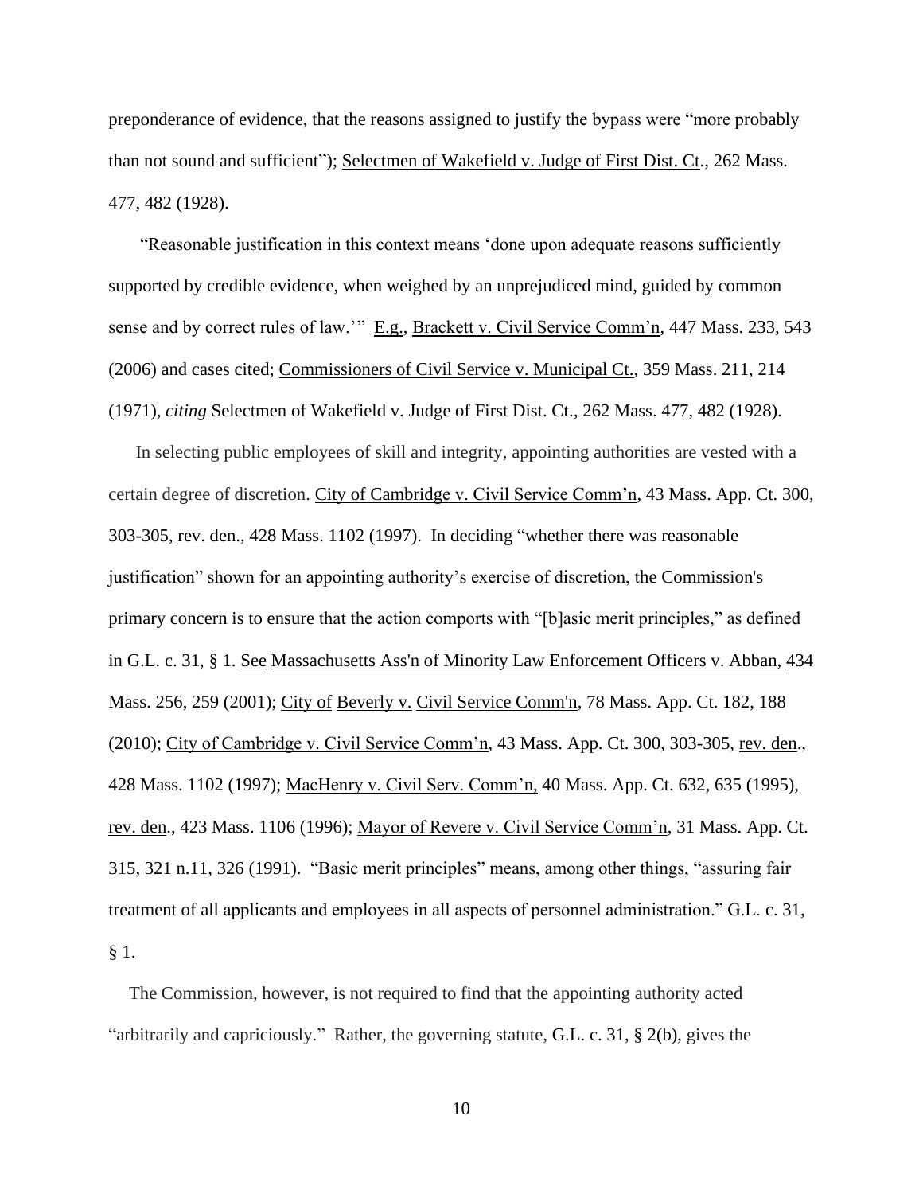preponderance of evidence, that the reasons assigned to justify the bypass were "more probably than not sound and sufficient"); Selectmen of Wakefield v. Judge of First Dist. Ct., 262 Mass. 477, 482 (1928).

"Reasonable justification in this context means 'done upon adequate reasons sufficiently supported by credible evidence, when weighed by an unprejudiced mind, guided by common sense and by correct rules of law.'" E.g., Brackett v. Civil Service Comm'n, 447 Mass. 233, 543 (2006) and cases cited; Commissioners of Civil Service v. Municipal Ct., 359 Mass. 211, 214 (1971), *citing* Selectmen of Wakefield v. Judge of First Dist. Ct., 262 Mass. 477, 482 (1928).

In selecting public employees of skill and integrity, appointing authorities are vested with a certain degree of discretion. City of Cambridge v. Civil Service Comm'n, 43 Mass. App. Ct. 300, 303-305, rev. den., 428 Mass. 1102 (1997). In deciding "whether there was reasonable justification" shown for an appointing authority's exercise of discretion, the Commission's primary concern is to ensure that the action comports with "[b]asic merit principles," as defined in G.L. c. 31, § 1. See Massachusetts Ass'n of Minority Law Enforcement Officers v. Abban, 434 Mass. 256, 259 (2001); City of Beverly v. Civil Service Comm'n, 78 Mass. App. Ct. 182, 188 (2010); City of Cambridge v. Civil Service Comm'n, 43 Mass. App. Ct. 300, 303-305, rev. den., 428 Mass. 1102 (1997); MacHenry v. Civil Serv. Comm'n, 40 Mass. App. Ct. 632, 635 (1995), rev. den., 423 Mass. 1106 (1996); Mayor of Revere v. Civil Service Comm'n, 31 Mass. App. Ct. 315, 321 n.11, 326 (1991). "Basic merit principles" means, among other things, "assuring fair treatment of all applicants and employees in all aspects of personnel administration." G.L. c. 31, § 1.

The Commission, however, is not required to find that the appointing authority acted "arbitrarily and capriciously." Rather, the governing statute, G.L. c. 31, § 2(b), gives the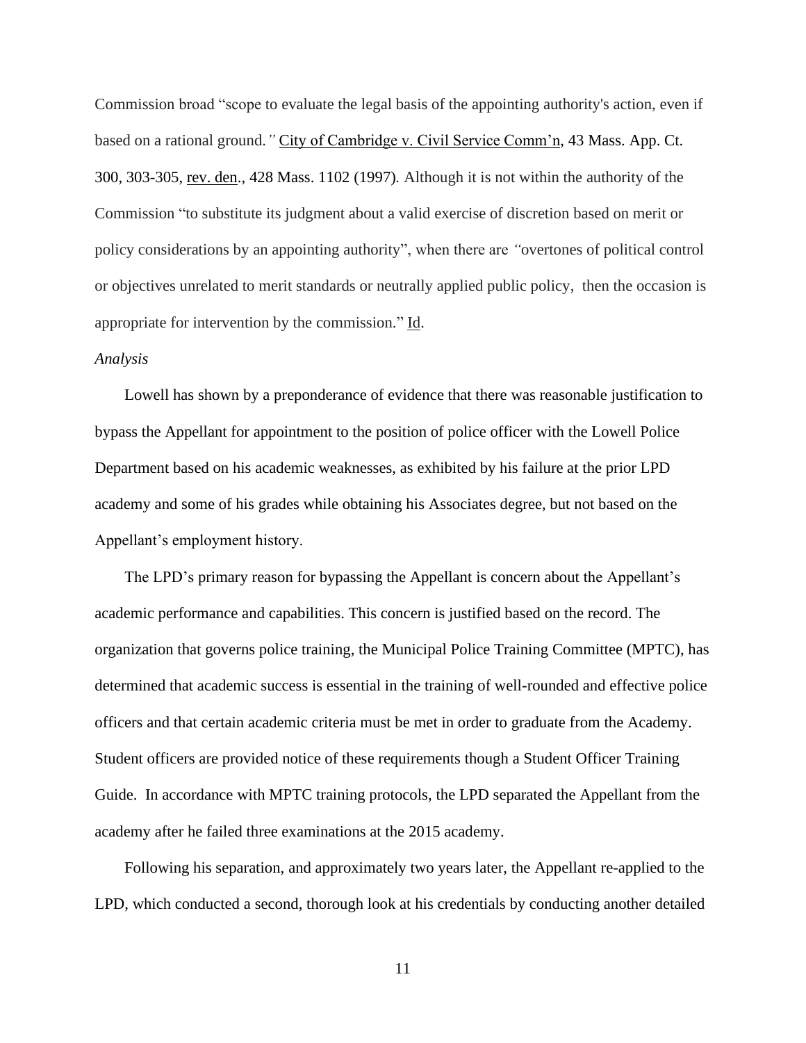Commission broad "scope to evaluate the legal basis of the appointing authority's action, even if based on a rational ground." City of Cambridge v. Civil Service Comm'n, 43 Mass. App. Ct. 300, 303-305, rev. den., 428 Mass. 1102 (1997). Although it is not within the authority of the Commission "to substitute its judgment about a valid exercise of discretion based on merit or policy considerations by an appointing authority", when there are "overtones of political control or objectives unrelated to merit standards or neutrally applied public policy, then the occasion is appropriate for intervention by the commission." Id.

*Analysis*

Lowell has shown by a preponderance of evidence that there was reasonable justification to bypass the Appellant for appointment to the position of police officer with the Lowell Police Department based on his academic weaknesses, as exhibited by his failure at the prior LPD academy and some of his grades while obtaining his Associates degree, but not based on the Appellant's employment history.

The LPD's primary reason for bypassing the Appellant is concern about the Appellant's academic performance and capabilities. This concern is justified based on the record. The organization that governs police training, the Municipal Police Training Committee (MPTC), has determined that academic success is essential in the training of well-rounded and effective police officers and that certain academic criteria must be met in order to graduate from the Academy. Student officers are provided notice of these requirements though a Student Officer Training Guide. In accordance with MPTC training protocols, the LPD separated the Appellant from the academy after he failed three examinations at the 2015 academy.

Following his separation, and approximately two years later, the Appellant re-applied to the LPD, which conducted a second, thorough look at his credentials by conducting another detailed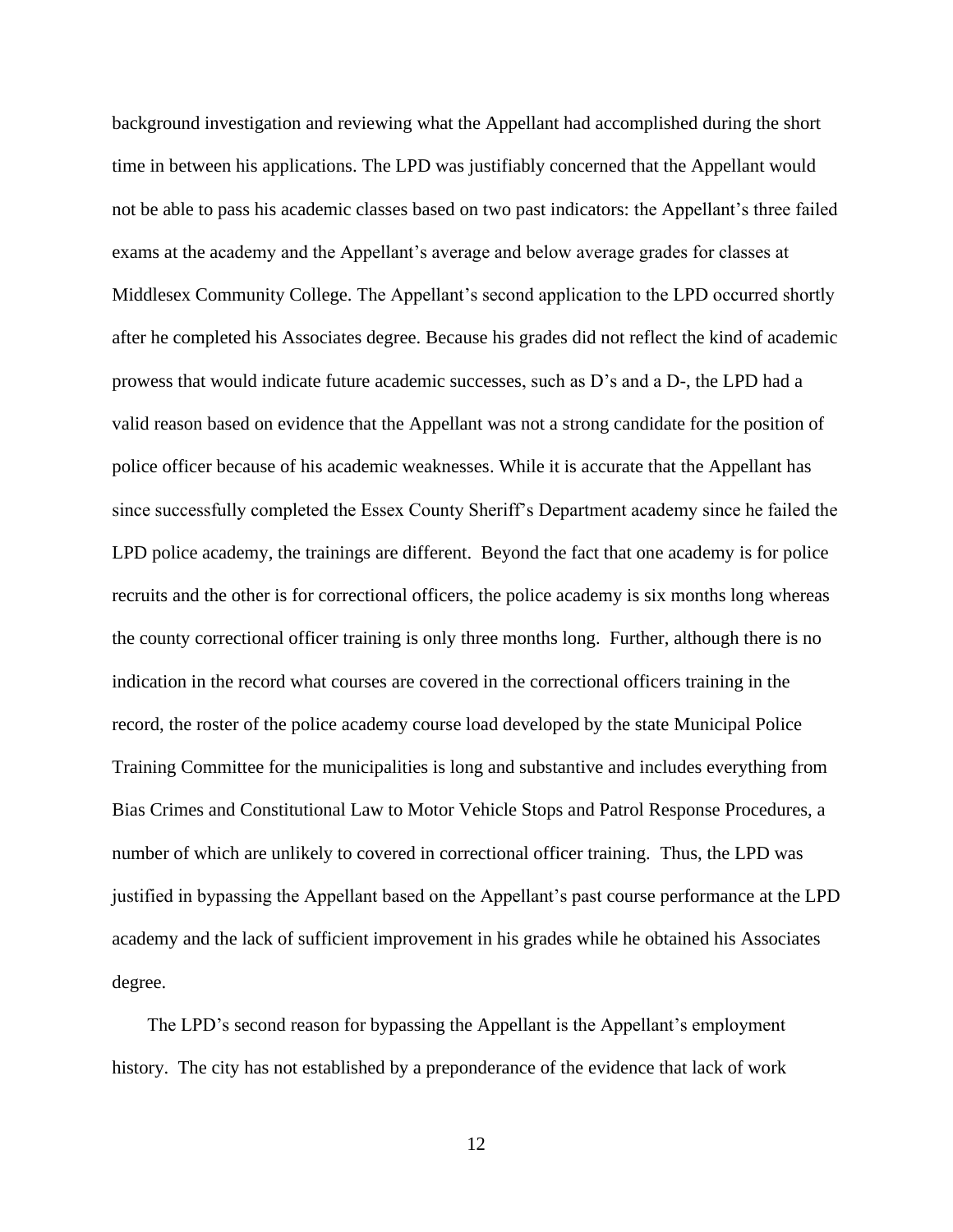background investigation and reviewing what the Appellant had accomplished during the short time in between his applications. The LPD was justifiably concerned that the Appellant would not be able to pass his academic classes based on two past indicators: the Appellant's three failed exams at the academy and the Appellant's average and below average grades for classes at Middlesex Community College. The Appellant's second application to the LPD occurred shortly after he completed his Associates degree. Because his grades did not reflect the kind of academic prowess that would indicate future academic successes, such as D's and a D-, the LPD had a valid reason based on evidence that the Appellant was not a strong candidate for the position of police officer because of his academic weaknesses. While it is accurate that the Appellant has since successfully completed the Essex County Sheriff's Department academy since he failed the LPD police academy, the trainings are different. Beyond the fact that one academy is for police recruits and the other is for correctional officers, the police academy is six months long whereas the county correctional officer training is only three months long. Further, although there is no indication in the record what courses are covered in the correctional officers training in the record, the roster of the police academy course load developed by the state Municipal Police Training Committee for the municipalities is long and substantive and includes everything from Bias Crimes and Constitutional Law to Motor Vehicle Stops and Patrol Response Procedures, a number of which are unlikely to covered in correctional officer training. Thus, the LPD was justified in bypassing the Appellant based on the Appellant's past course performance at the LPD academy and the lack of sufficient improvement in his grades while he obtained his Associates degree.

The LPD's second reason for bypassing the Appellant is the Appellant's employment history. The city has not established by a preponderance of the evidence that lack of work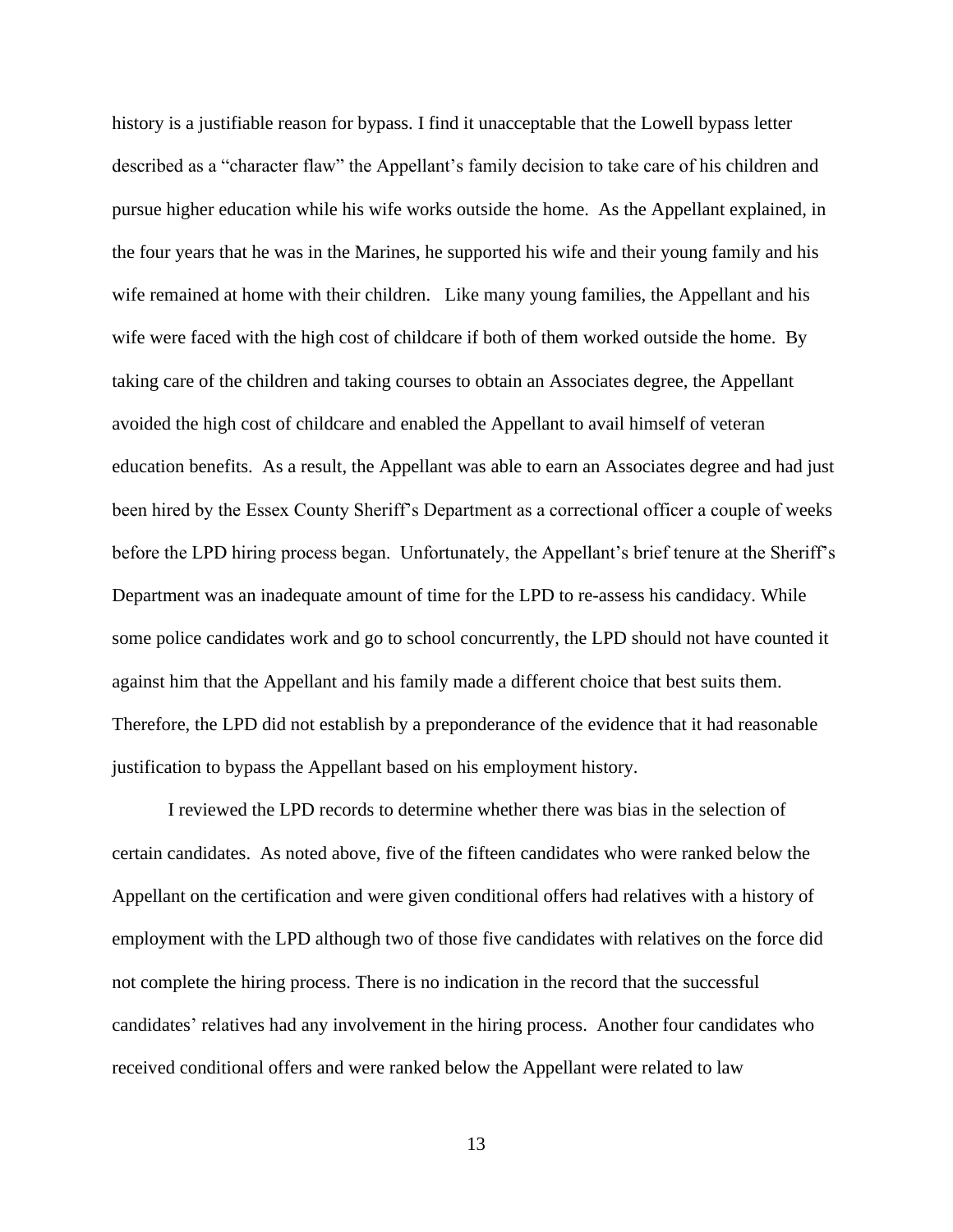history is a justifiable reason for bypass. I find it unacceptable that the Lowell bypass letter described as a "character flaw" the Appellant's family decision to take care of his children and pursue higher education while his wife works outside the home. As the Appellant explained, in the four years that he was in the Marines, he supported his wife and their young family and his wife remained at home with their children. Like many young families, the Appellant and his wife were faced with the high cost of childcare if both of them worked outside the home. By taking care of the children and taking courses to obtain an Associates degree, the Appellant avoided the high cost of childcare and enabled the Appellant to avail himself of veteran education benefits. As a result, the Appellant was able to earn an Associates degree and had just been hired by the Essex County Sheriff's Department as a correctional officer a couple of weeks before the LPD hiring process began. Unfortunately, the Appellant's brief tenure at the Sheriff's Department was an inadequate amount of time for the LPD to re-assess his candidacy. While some police candidates work and go to school concurrently, the LPD should not have counted it against him that the Appellant and his family made a different choice that best suits them. Therefore, the LPD did not establish by a preponderance of the evidence that it had reasonable justification to bypass the Appellant based on his employment history.

I reviewed the LPD records to determine whether there was bias in the selection of certain candidates. As noted above, five of the fifteen candidates who were ranked below the Appellant on the certification and were given conditional offers had relatives with a history of employment with the LPD although two of those five candidates with relatives on the force did not complete the hiring process. There is no indication in the record that the successful candidates' relatives had any involvement in the hiring process. Another four candidates who received conditional offers and were ranked below the Appellant were related to law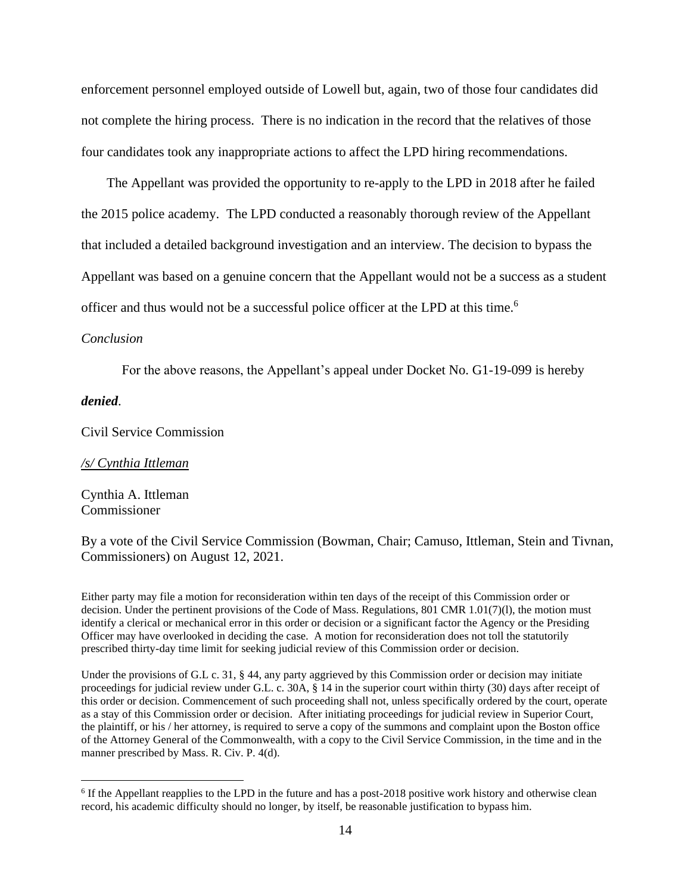enforcement personnel employed outside of Lowell but, again, two of those four candidates did not complete the hiring process. There is no indication in the record that the relatives of those four candidates took any inappropriate actions to affect the LPD hiring recommendations.

The Appellant was provided the opportunity to re-apply to the LPD in 2018 after he failed the 2015 police academy. The LPD conducted a reasonably thorough review of the Appellant that included a detailed background investigation and an interview. The decision to bypass the Appellant was based on a genuine concern that the Appellant would not be a success as a student officer and thus would not be a successful police officer at the LPD at this time.[6]

*Conclusion*

For the above reasons, the Appellant's appeal under Docket No. G1-19-099 is hereby ***denied***.

Civil Service Commission

*/s/ Cynthia Ittleman*

Cynthia A. Ittleman
Commissioner

By a vote of the Civil Service Commission (Bowman, Chair; Camuso, Ittleman, Stein and Tivnan, Commissioners) on August 12, 2021.

Either party may file a motion for reconsideration within ten days of the receipt of this Commission order or decision. Under the pertinent provisions of the Code of Mass. Regulations, 801 CMR 1.01(7)(l), the motion must identify a clerical or mechanical error in this order or decision or a significant factor the Agency or the Presiding Officer may have overlooked in deciding the case. A motion for reconsideration does not toll the statutorily prescribed thirty-day time limit for seeking judicial review of this Commission order or decision.

Under the provisions of G.L c. 31, § 44, any party aggrieved by this Commission order or decision may initiate proceedings for judicial review under G.L. c. 30A, § 14 in the superior court within thirty (30) days after receipt of this order or decision. Commencement of such proceeding shall not, unless specifically ordered by the court, operate as a stay of this Commission order or decision. After initiating proceedings for judicial review in Superior Court, the plaintiff, or his / her attorney, is required to serve a copy of the summons and complaint upon the Boston office of the Attorney General of the Commonwealth, with a copy to the Civil Service Commission, in the time and in the manner prescribed by Mass. R. Civ. P. 4(d).

---

[6] If the Appellant reapplies to the LPD in the future and has a post-2018 positive work history and otherwise clean record, his academic difficulty should no longer, by itself, be reasonable justification to bypass him.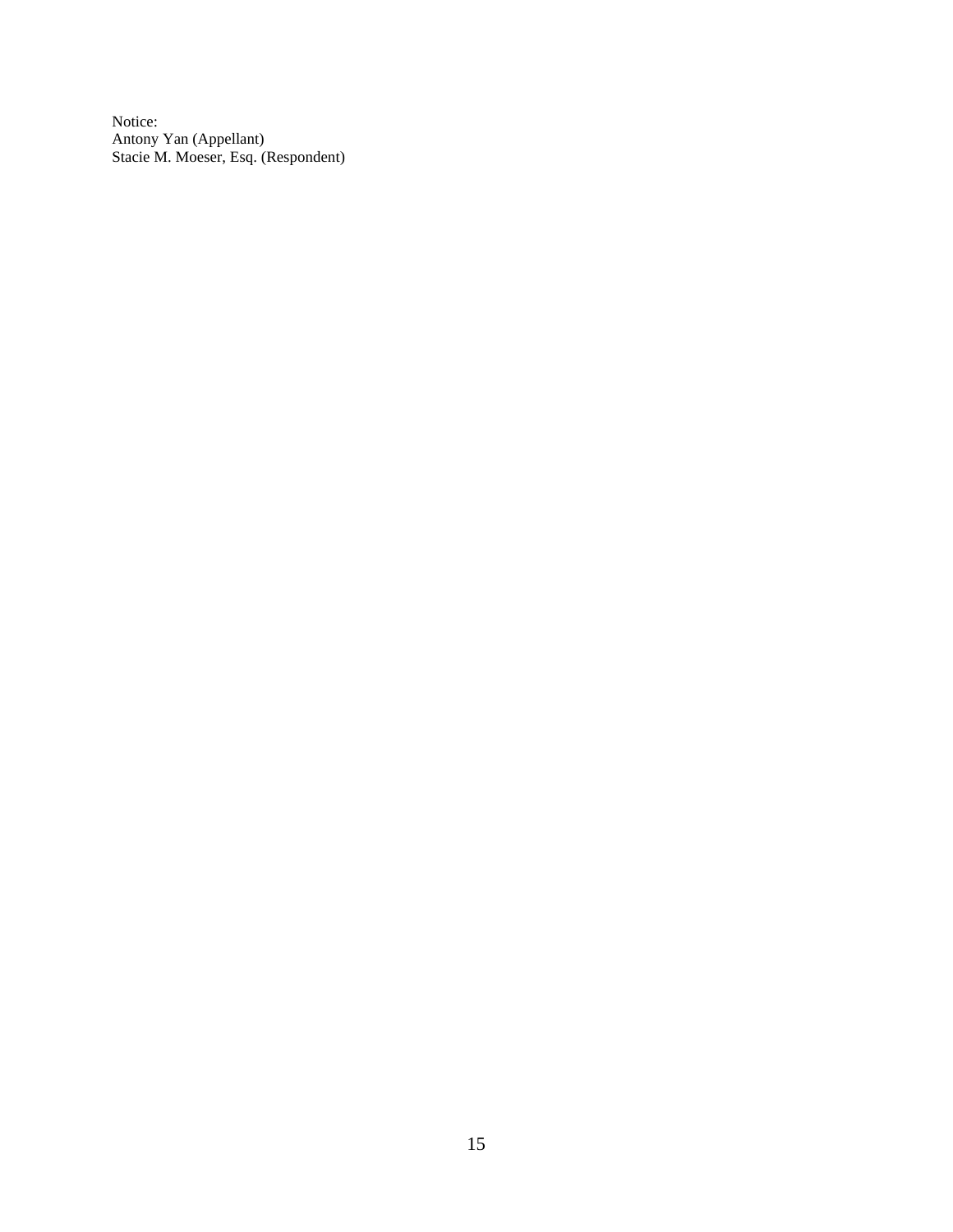Notice:
Antony Yan (Appellant)
Stacie M. Moeser, Esq. (Respondent)